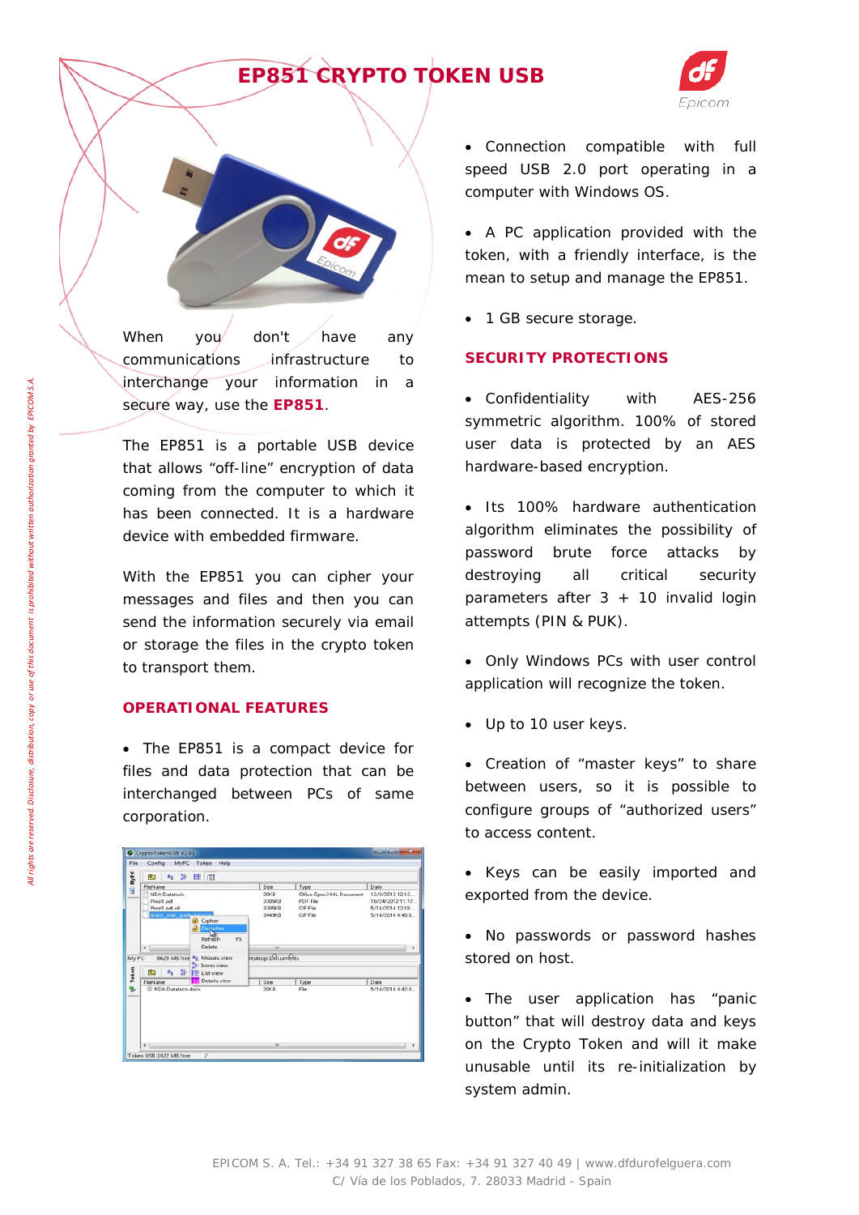# EP851 CRYPTO TOKEN USB

When you don't have any communications infrastructure to interchange your information in a secure way, use the **EP851**.

The EP851 is a portable USB device that allows "off-line" encryption of data coming from the computer to which it has been connected. It is a hardware device with embedded firmware.

With the EP851 you can cipher your messages and files and then you can send the information securely via email or storage the files in the crypto token to transport them.

## OPERATIONAL FEATURES

- The EP851 is a compact device for files and data protection that can be interchanged between PCs of same corporation.
- Connection compatible with full speed USB 2.0 port operating in a computer with Windows OS.
- A PC application provided with the token, with a friendly interface, is the mean to setup and manage the EP851.
- 1 GB secure storage.

## SECURITY PROTECTIONS

- Confidentiality with AES-256 symmetric algorithm. 100% of stored user data is protected by an AES hardware-based encryption.
- Its 100% hardware authentication algorithm eliminates the possibility of password brute force attacks by destroying all critical security parameters after 3 + 10 invalid login attempts (PIN & PUK).
- Only Windows PCs with user control application will recognize the token.
- Up to 10 user keys.
- Creation of "master keys" to share between users, so it is possible to configure groups of "authorized users" to access content.
- Keys can be easily imported and exported from the device.
- No passwords or password hashes stored on host.
- The user application has "panic button" that will destroy data and keys on the Crypto Token and will it make unusable until its re-initialization by system admin.

*All rights are reserved. Disclosure, distribution, copy or use of this document is prohibited without written authorization granted by EPICOM S.A.*

EPICOM S. A. Tel.: +34 91 327 38 65 Fax: +34 91 327 40 49 | www.dfdurofelguera.com
C/ Vía de los Poblados, 7. 28033 Madrid - Spain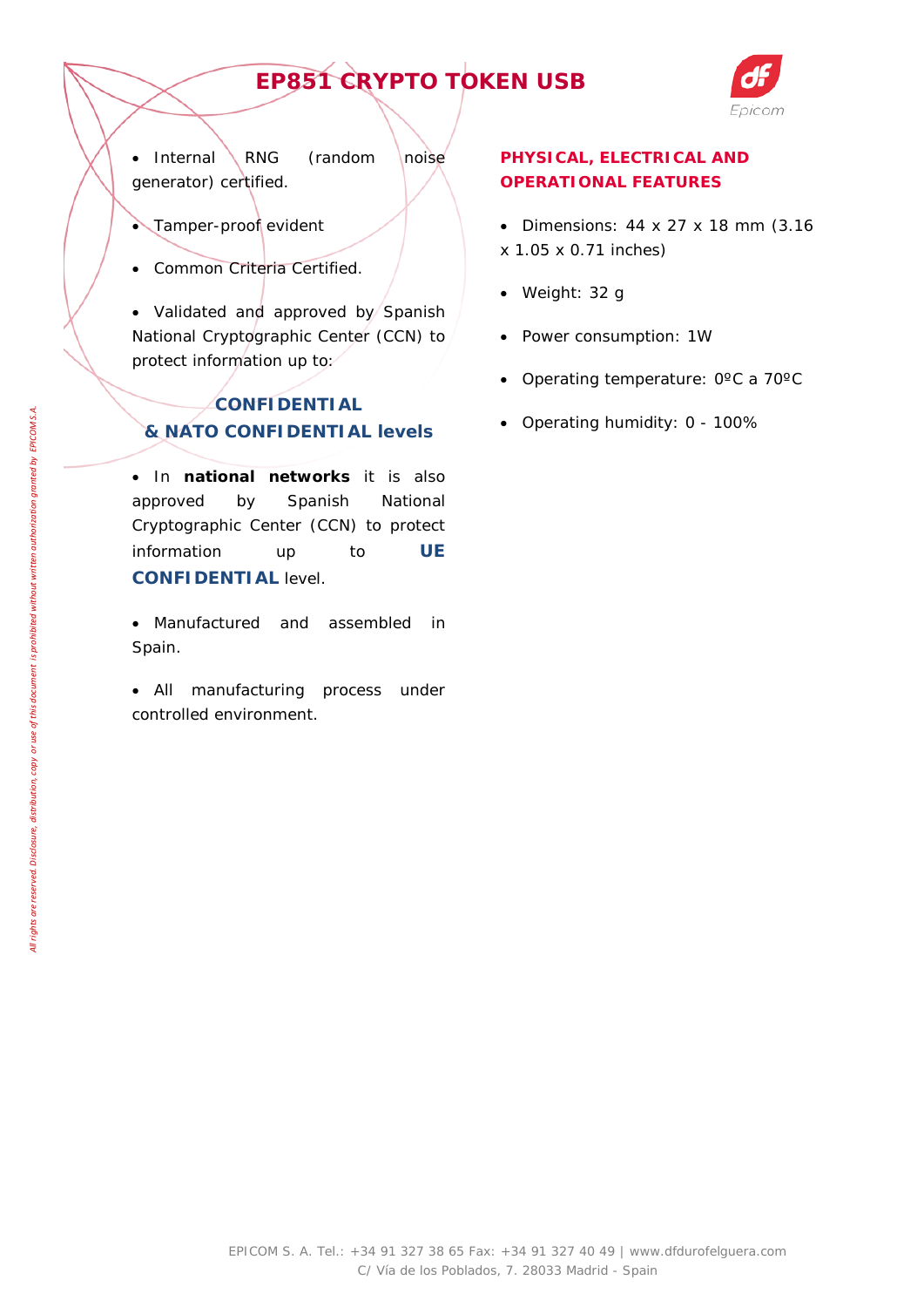# EP851 CRYPTO TOKEN USB

- Internal RNG (random noise generator) certified.
- Tamper-proof evident
- Common Criteria Certified.
- Validated and approved by Spanish National Cryptographic Center (CCN) to protect information up to:

**CONFIDENTIAL**
**& NATO CONFIDENTIAL levels**

- In **national networks** it is also approved by Spanish National Cryptographic Center (CCN) to protect information up to **UE CONFIDENTIAL** level.
- Manufactured and assembled in Spain.
- All manufacturing process under controlled environment.

## PHYSICAL, ELECTRICAL AND OPERATIONAL FEATURES

- Dimensions: 44 x 27 x 18 mm (3.16 x 1.05 x 0.71 inches)
- Weight: 32 g
- Power consumption: 1W
- Operating temperature: 0ºC a 70ºC
- Operating humidity: 0 - 100%

*All rights are reserved. Disclosure, distribution, copy or use of this document is prohibited without written authorization granted by EPICOM S.A.*

EPICOM S. A. Tel.: +34 91 327 38 65 Fax: +34 91 327 40 49 | www.dfdurofelguera.com
C/ Vía de los Poblados, 7. 28033 Madrid - Spain